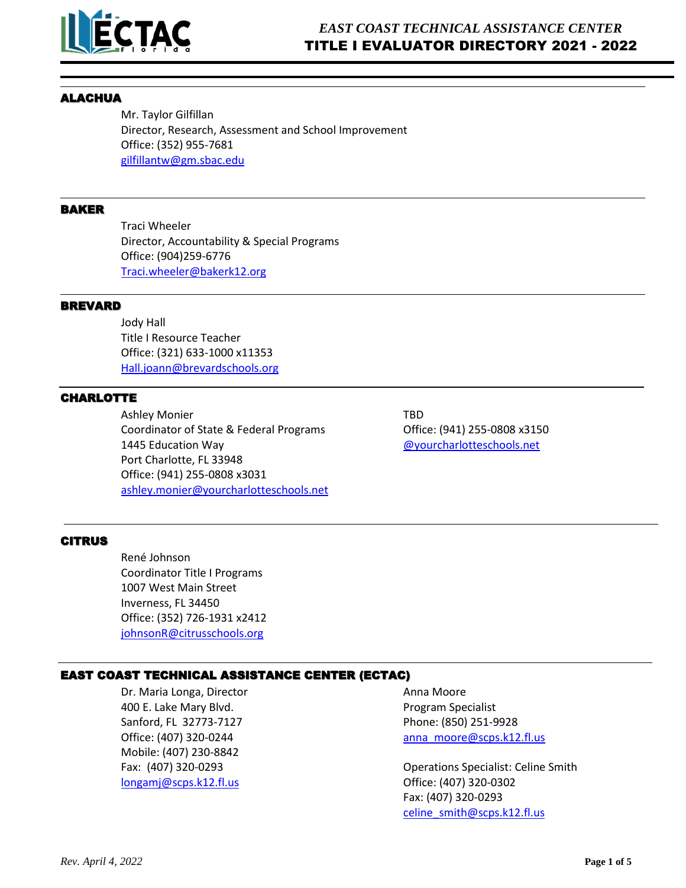*EAST COAST TECHNICAL ASSISTANCE CENTER*

# TITLE I EVALUATOR DIRECTORY 2021 - 2022

## ALACHUA

Mr. Taylor Gilfillan
Director, Research, Assessment and School Improvement
Office: (352) 955-7681
gilfillantw@gm.sbac.edu

## BAKER

Traci Wheeler
Director, Accountability & Special Programs
Office: (904)259-6776
Traci.wheeler@bakerk12.org

## BREVARD

Jody Hall
Title I Resource Teacher
Office: (321) 633-1000 x11353
Hall.joann@brevardschools.org

## CHARLOTTE

Ashley Monier
Coordinator of State & Federal Programs
1445 Education Way
Port Charlotte, FL 33948
Office: (941) 255-0808 x3031
ashley.monier@yourcharlotteschools.net

TBD
Office: (941) 255-0808 x3150
@yourcharlotteschools.net

## CITRUS

René Johnson
Coordinator Title I Programs
1007 West Main Street
Inverness, FL 34450
Office: (352) 726-1931 x2412
johnsonR@citrusschools.org

## EAST COAST TECHNICAL ASSISTANCE CENTER (ECTAC)

Dr. Maria Longa, Director
400 E. Lake Mary Blvd.
Sanford, FL 32773-7127
Office: (407) 320-0244
Mobile: (407) 230-8842
Fax: (407) 320-0293
longamj@scps.k12.fl.us

Anna Moore
Program Specialist
Phone: (850) 251-9928
anna_moore@scps.k12.fl.us

Operations Specialist: Celine Smith
Office: (407) 320-0302
Fax: (407) 320-0293
celine_smith@scps.k12.fl.us

*Rev. April 4, 2022*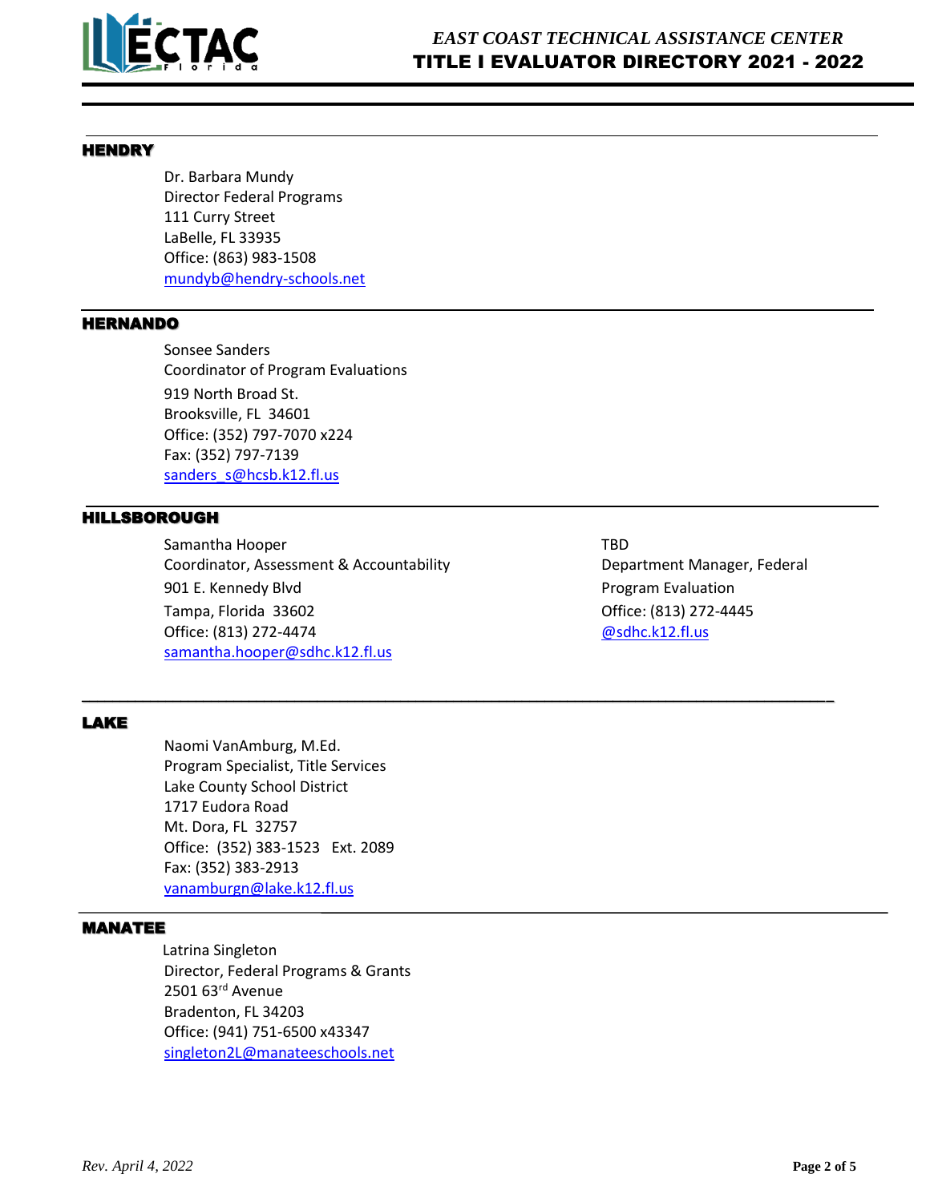## HENDRY

Dr. Barbara Mundy
Director Federal Programs
111 Curry Street
LaBelle, FL 33935
Office: (863) 983-1508
mundyb@hendry-schools.net

## HERNANDO

Sonsee Sanders
Coordinator of Program Evaluations
919 North Broad St.
Brooksville, FL 34601
Office: (352) 797-7070 x224
Fax: (352) 797-7139
sanders_s@hcsb.k12.fl.us

## HILLSBOROUGH

Samantha Hooper
Coordinator, Assessment & Accountability
901 E. Kennedy Blvd
Tampa, Florida 33602
Office: (813) 272-4474
samantha.hooper@sdhc.k12.fl.us

TBD
Department Manager, Federal Program Evaluation
Office: (813) 272-4445
@sdhc.k12.fl.us

## LAKE

Naomi VanAmburg, M.Ed.
Program Specialist, Title Services
Lake County School District
1717 Eudora Road
Mt. Dora, FL 32757
Office: (352) 383-1523 Ext. 2089
Fax: (352) 383-2913
vanamburgn@lake.k12.fl.us

## MANATEE

Latrina Singleton
Director, Federal Programs & Grants
2501 63rd Avenue
Bradenton, FL 34203
Office: (941) 751-6500 x43347
singleton2L@manateeschools.net

*Rev. April 4, 2022*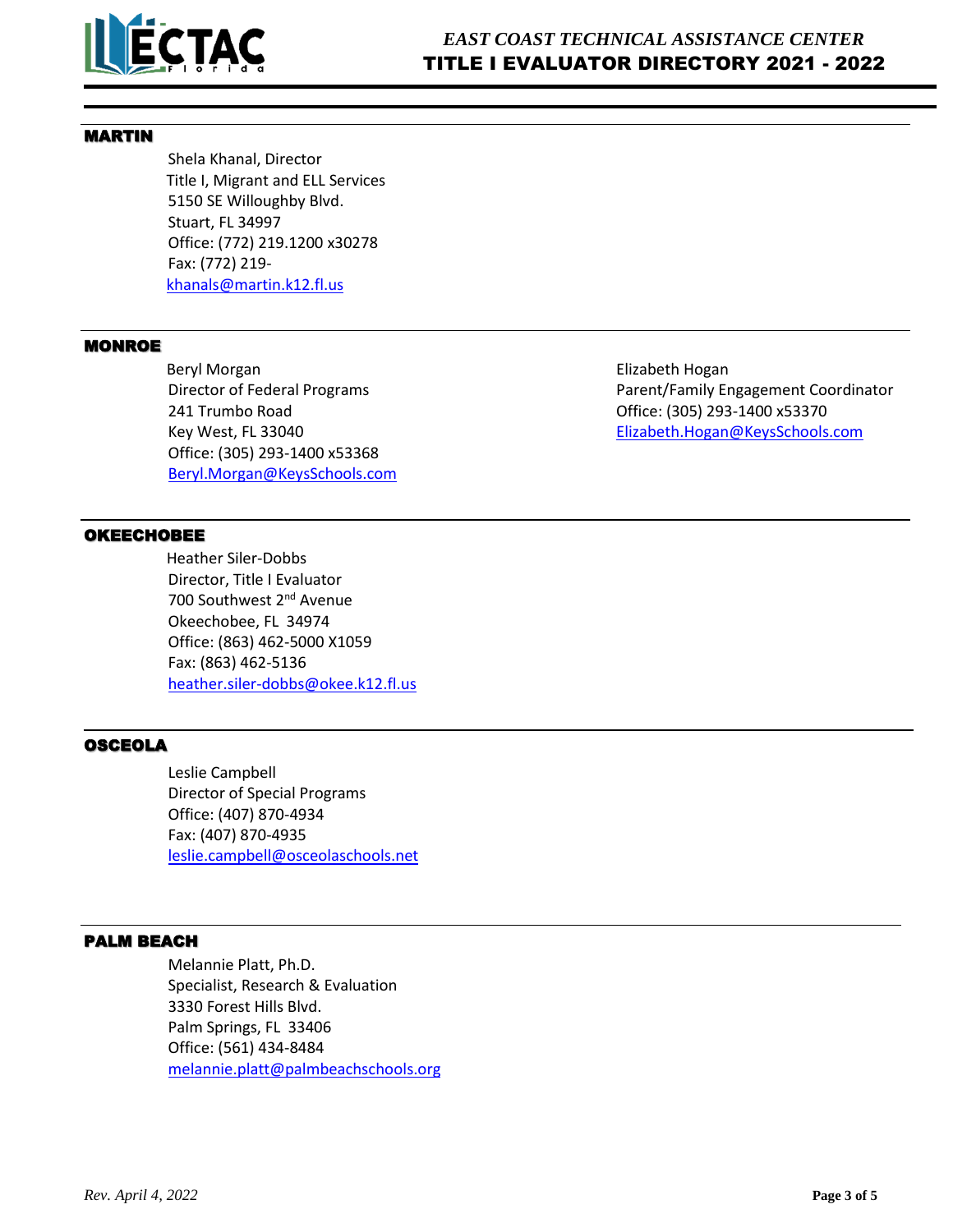## MARTIN

Shela Khanal, Director
Title I, Migrant and ELL Services
5150 SE Willoughby Blvd.
Stuart, FL 34997
Office: (772) 219.1200 x30278
Fax: (772) 219-
khanals@martin.k12.fl.us

## MONROE

Beryl Morgan
Director of Federal Programs
241 Trumbo Road
Key West, FL 33040
Office: (305) 293-1400 x53368
Beryl.Morgan@KeysSchools.com

Elizabeth Hogan
Parent/Family Engagement Coordinator
Office: (305) 293-1400 x53370
Elizabeth.Hogan@KeysSchools.com

## OKEECHOBEE

Heather Siler-Dobbs
Director, Title I Evaluator
700 Southwest 2nd Avenue
Okeechobee, FL 34974
Office: (863) 462-5000 X1059
Fax: (863) 462-5136
heather.siler-dobbs@okee.k12.fl.us

## OSCEOLA

Leslie Campbell
Director of Special Programs
Office: (407) 870-4934
Fax: (407) 870-4935
leslie.campbell@osceolaschools.net

## PALM BEACH

Melannie Platt, Ph.D.
Specialist, Research & Evaluation
3330 Forest Hills Blvd.
Palm Springs, FL 33406
Office: (561) 434-8484
melannie.platt@palmbeachschools.org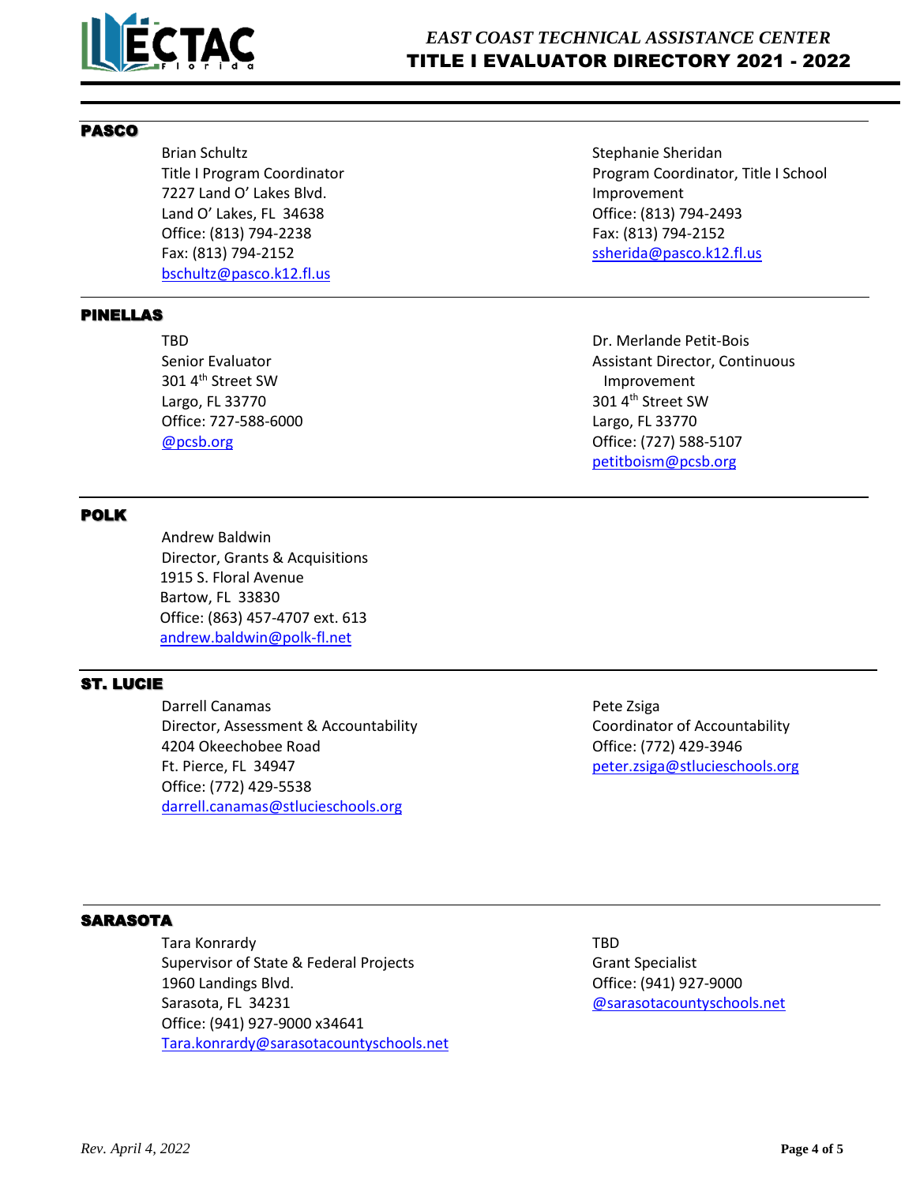## PASCO

Brian Schultz
Title I Program Coordinator
7227 Land O' Lakes Blvd.
Land O' Lakes, FL 34638
Office: (813) 794-2238
Fax: (813) 794-2152
bschultz@pasco.k12.fl.us

Stephanie Sheridan
Program Coordinator, Title I School Improvement
Office: (813) 794-2493
Fax: (813) 794-2152
ssherida@pasco.k12.fl.us

## PINELLAS

TBD
Senior Evaluator
301 4th Street SW
Largo, FL 33770
Office: 727-588-6000
@pcsb.org

Dr. Merlande Petit-Bois
Assistant Director, Continuous Improvement
301 4th Street SW
Largo, FL 33770
Office: (727) 588-5107
petitboism@pcsb.org

## POLK

Andrew Baldwin
Director, Grants & Acquisitions
1915 S. Floral Avenue
Bartow, FL 33830
Office: (863) 457-4707 ext. 613
andrew.baldwin@polk-fl.net

## ST. LUCIE

Darrell Canamas
Director, Assessment & Accountability
4204 Okeechobee Road
Ft. Pierce, FL 34947
Office: (772) 429-5538
darrell.canamas@stlucieschools.org

Pete Zsiga
Coordinator of Accountability
Office: (772) 429-3946
peter.zsiga@stlucieschools.org

## SARASOTA

Tara Konrardy
Supervisor of State & Federal Projects
1960 Landings Blvd.
Sarasota, FL 34231
Office: (941) 927-9000 x34641
Tara.konrardy@sarasotacountyschools.net

TBD
Grant Specialist
Office: (941) 927-9000
@sarasotacountyschools.net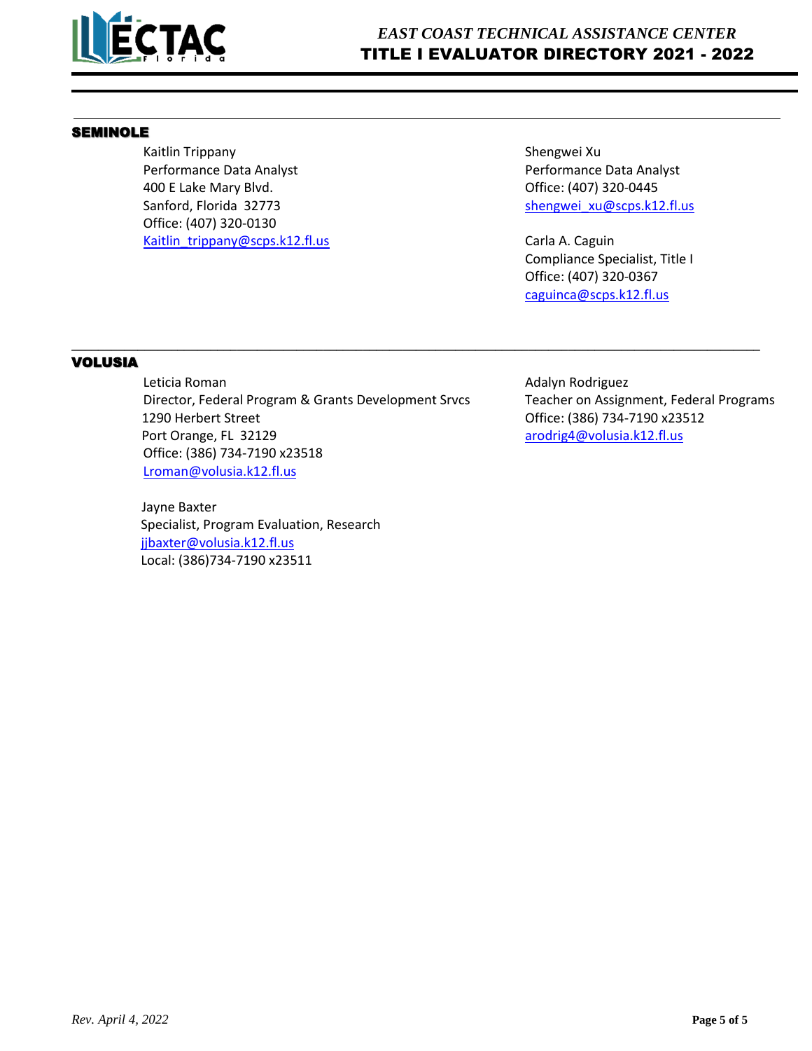## SEMINOLE

Kaitlin Trippany
Performance Data Analyst
400 E Lake Mary Blvd.
Sanford, Florida 32773
Office: (407) 320-0130
Kaitlin_trippany@scps.k12.fl.us

Shengwei Xu
Performance Data Analyst
Office: (407) 320-0445
shengwei_xu@scps.k12.fl.us

Carla A. Caguin
Compliance Specialist, Title I
Office: (407) 320-0367
caguinca@scps.k12.fl.us

---

## VOLUSIA

Leticia Roman
Director, Federal Program & Grants Development Srvcs
1290 Herbert Street
Port Orange, FL 32129
Office: (386) 734-7190 x23518
Lroman@volusia.k12.fl.us

Jayne Baxter
Specialist, Program Evaluation, Research
jjbaxter@volusia.k12.fl.us
Local: (386)734-7190 x23511

Adalyn Rodriguez
Teacher on Assignment, Federal Programs
Office: (386) 734-7190 x23512
arodrig4@volusia.k12.fl.us

*Rev. April 4, 2022*